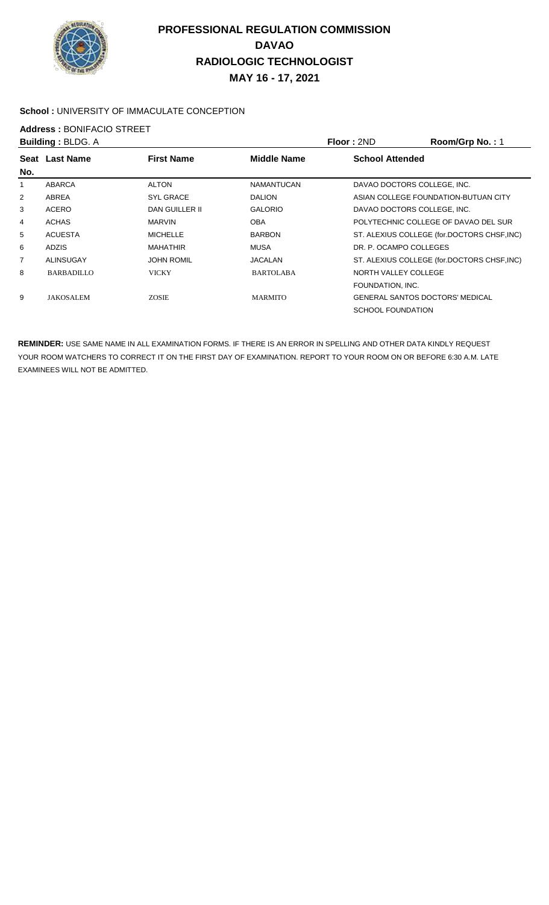# PROFESSIONAL REGULATION COMMISSION
## DAVAO
## RADIOLOGIC TECHNOLOGIST
## MAY 16 - 17, 2021

**School :** UNIVERSITY OF IMMACULATE CONCEPTION

**Address :** BONIFACIO STREET

**Building :** BLDG. A **Floor :** 2ND **Room/Grp No. :** 1

| Seat No. | Last Name | First Name | Middle Name | School Attended |
|---|---|---|---|---|
| 1 | ABARCA | ALTON | NAMANTUCAN | DAVAO DOCTORS COLLEGE, INC. |
| 2 | ABREA | SYL GRACE | DALION | ASIAN COLLEGE FOUNDATION-BUTUAN CITY |
| 3 | ACERO | DAN GUILLER II | GALORIO | DAVAO DOCTORS COLLEGE, INC. |
| 4 | ACHAS | MARVIN | OBA | POLYTECHNIC COLLEGE OF DAVAO DEL SUR |
| 5 | ACUESTA | MICHELLE | BARBON | ST. ALEXIUS COLLEGE (for.DOCTORS CHSF,INC) |
| 6 | ADZIS | MAHATHIR | MUSA | DR. P. OCAMPO COLLEGES |
| 7 | ALINSUGAY | JOHN ROMIL | JACALAN | ST. ALEXIUS COLLEGE (for.DOCTORS CHSF,INC) |
| 8 | BARBADILLO | VICKY | BARTOLABA | NORTH VALLEY COLLEGE FOUNDATION, INC. |
| 9 | JAKOSALEM | ZOSIE | MARMITO | GENERAL SANTOS DOCTORS' MEDICAL SCHOOL FOUNDATION |

**REMINDER:** USE SAME NAME IN ALL EXAMINATION FORMS. IF THERE IS AN ERROR IN SPELLING AND OTHER DATA KINDLY REQUEST YOUR ROOM WATCHERS TO CORRECT IT ON THE FIRST DAY OF EXAMINATION. REPORT TO YOUR ROOM ON OR BEFORE 6:30 A.M. LATE EXAMINEES WILL NOT BE ADMITTED.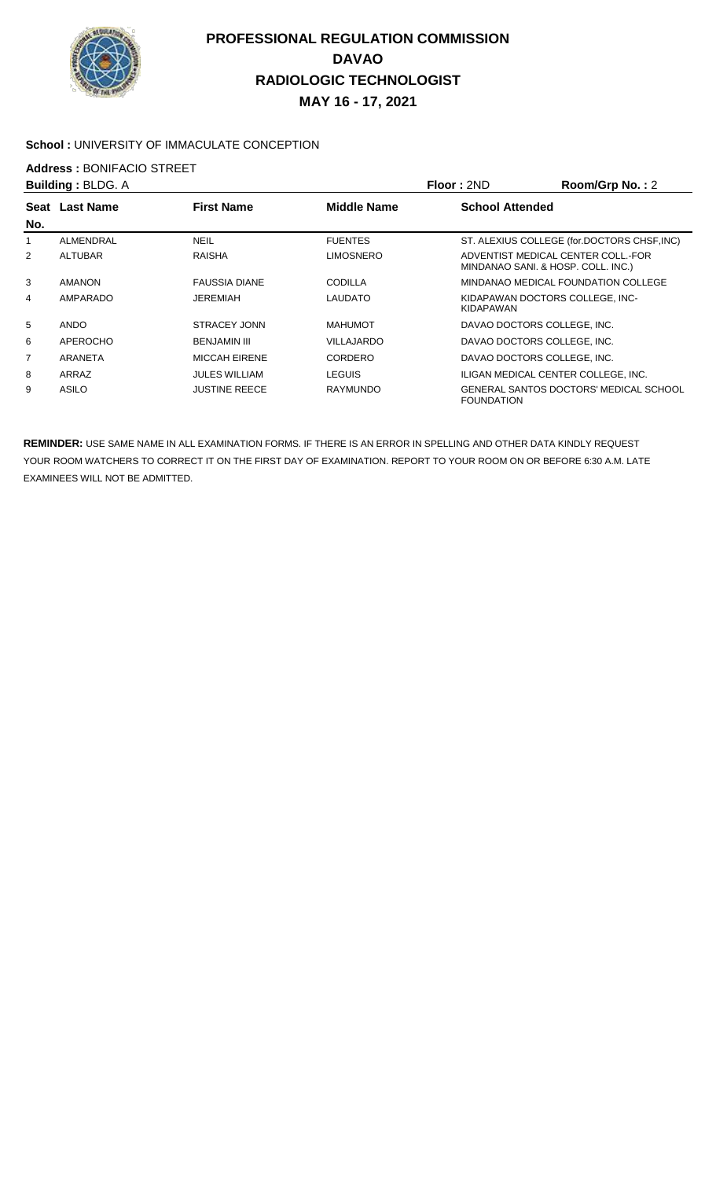# PROFESSIONAL REGULATION COMMISSION
## DAVAO
## RADIOLOGIC TECHNOLOGIST
## MAY 16 - 17, 2021

**School :** UNIVERSITY OF IMMACULATE CONCEPTION

**Address :** BONIFACIO STREET

**Building :** BLDG. A **Floor :** 2ND **Room/Grp No. :** 2

| Seat No. | Last Name | First Name | Middle Name | School Attended |
|---|---|---|---|---|
| 1 | ALMENDRAL | NEIL | FUENTES | ST. ALEXIUS COLLEGE (for.DOCTORS CHSF,INC) |
| 2 | ALTUBAR | RAISHA | LIMOSNERO | ADVENTIST MEDICAL CENTER COLL.-FOR MINDANAO SANI. & HOSP. COLL. INC.) |
| 3 | AMANON | FAUSSIA DIANE | CODILLA | MINDANAO MEDICAL FOUNDATION COLLEGE |
| 4 | AMPARADO | JEREMIAH | LAUDATO | KIDAPAWAN DOCTORS COLLEGE, INC-KIDAPAWAN |
| 5 | ANDO | STRACEY JONN | MAHUMOT | DAVAO DOCTORS COLLEGE, INC. |
| 6 | APEROCHO | BENJAMIN III | VILLAJARDO | DAVAO DOCTORS COLLEGE, INC. |
| 7 | ARANETA | MICCAH EIRENE | CORDERO | DAVAO DOCTORS COLLEGE, INC. |
| 8 | ARRAZ | JULES WILLIAM | LEGUIS | ILIGAN MEDICAL CENTER COLLEGE, INC. |
| 9 | ASILO | JUSTINE REECE | RAYMUNDO | GENERAL SANTOS DOCTORS' MEDICAL SCHOOL FOUNDATION |

**REMINDER:** USE SAME NAME IN ALL EXAMINATION FORMS. IF THERE IS AN ERROR IN SPELLING AND OTHER DATA KINDLY REQUEST YOUR ROOM WATCHERS TO CORRECT IT ON THE FIRST DAY OF EXAMINATION. REPORT TO YOUR ROOM ON OR BEFORE 6:30 A.M. LATE EXAMINEES WILL NOT BE ADMITTED.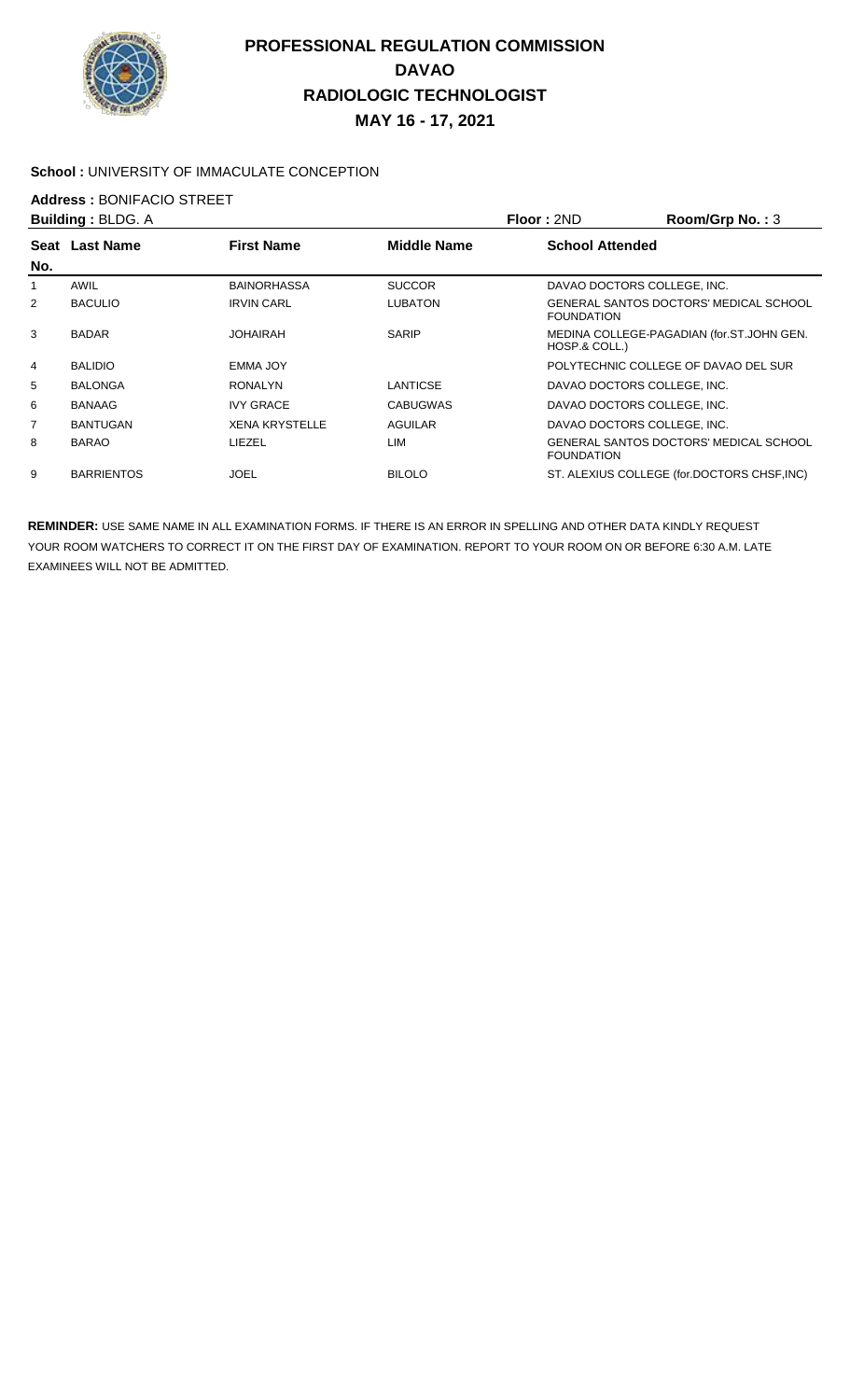# PROFESSIONAL REGULATION COMMISSION
# DAVAO
# RADIOLOGIC TECHNOLOGIST
# MAY 16 - 17, 2021

**School :** UNIVERSITY OF IMMACULATE CONCEPTION

**Address :** BONIFACIO STREET

**Building :** BLDG. A **Floor :** 2ND **Room/Grp No. :** 3

| Seat No. | Last Name | First Name | Middle Name | School Attended |
|---|---|---|---|---|
| 1 | AWIL | BAINORHASSA | SUCCOR | DAVAO DOCTORS COLLEGE, INC. |
| 2 | BACULIO | IRVIN CARL | LUBATON | GENERAL SANTOS DOCTORS' MEDICAL SCHOOL FOUNDATION |
| 3 | BADAR | JOHAIRAH | SARIP | MEDINA COLLEGE-PAGADIAN (for.ST.JOHN GEN. HOSP.& COLL.) |
| 4 | BALIDIO | EMMA JOY | | POLYTECHNIC COLLEGE OF DAVAO DEL SUR |
| 5 | BALONGA | RONALYN | LANTICSE | DAVAO DOCTORS COLLEGE, INC. |
| 6 | BANAAG | IVY GRACE | CABUGWAS | DAVAO DOCTORS COLLEGE, INC. |
| 7 | BANTUGAN | XENA KRYSTELLE | AGUILAR | DAVAO DOCTORS COLLEGE, INC. |
| 8 | BARAO | LIEZEL | LIM | GENERAL SANTOS DOCTORS' MEDICAL SCHOOL FOUNDATION |
| 9 | BARRIENTOS | JOEL | BILOLO | ST. ALEXIUS COLLEGE (for.DOCTORS CHSF,INC) |

**REMINDER:** USE SAME NAME IN ALL EXAMINATION FORMS. IF THERE IS AN ERROR IN SPELLING AND OTHER DATA KINDLY REQUEST YOUR ROOM WATCHERS TO CORRECT IT ON THE FIRST DAY OF EXAMINATION. REPORT TO YOUR ROOM ON OR BEFORE 6:30 A.M. LATE EXAMINEES WILL NOT BE ADMITTED.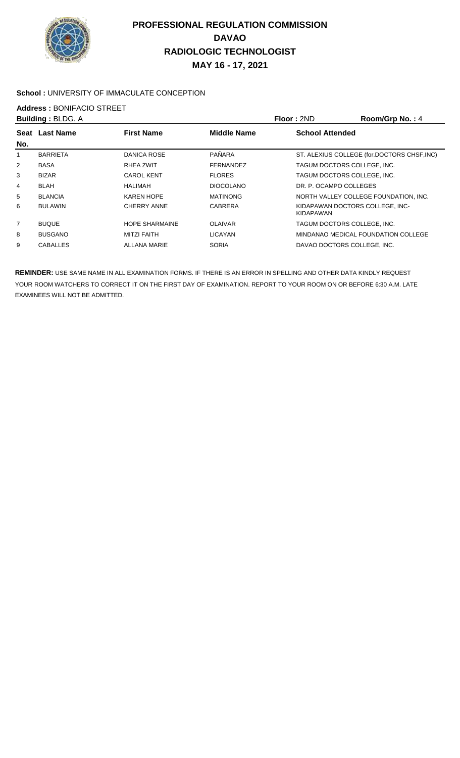# PROFESSIONAL REGULATION COMMISSION
## DAVAO
## RADIOLOGIC TECHNOLOGIST
## MAY 16 - 17, 2021

**School :** UNIVERSITY OF IMMACULATE CONCEPTION

**Address :** BONIFACIO STREET

**Building :** BLDG. A **Floor :** 2ND **Room/Grp No. :** 4

| Seat No. | Last Name | First Name | Middle Name | School Attended |
|---|---|---|---|---|
| 1 | BARRIETA | DANICA ROSE | PAÑARA | ST. ALEXIUS COLLEGE (for.DOCTORS CHSF,INC) |
| 2 | BASA | RHEA ZWIT | FERNANDEZ | TAGUM DOCTORS COLLEGE, INC. |
| 3 | BIZAR | CAROL KENT | FLORES | TAGUM DOCTORS COLLEGE, INC. |
| 4 | BLAH | HALIMAH | DIOCOLANO | DR. P. OCAMPO COLLEGES |
| 5 | BLANCIA | KAREN HOPE | MATINONG | NORTH VALLEY COLLEGE FOUNDATION, INC. |
| 6 | BULAWIN | CHERRY ANNE | CABRERA | KIDAPAWAN DOCTORS COLLEGE, INC-KIDAPAWAN |
| 7 | BUQUE | HOPE SHARMAINE | OLAIVAR | TAGUM DOCTORS COLLEGE, INC. |
| 8 | BUSGANO | MITZI FAITH | LICAYAN | MINDANAO MEDICAL FOUNDATION COLLEGE |
| 9 | CABALLES | ALLANA MARIE | SORIA | DAVAO DOCTORS COLLEGE, INC. |

**REMINDER:** USE SAME NAME IN ALL EXAMINATION FORMS. IF THERE IS AN ERROR IN SPELLING AND OTHER DATA KINDLY REQUEST YOUR ROOM WATCHERS TO CORRECT IT ON THE FIRST DAY OF EXAMINATION. REPORT TO YOUR ROOM ON OR BEFORE 6:30 A.M. LATE EXAMINEES WILL NOT BE ADMITTED.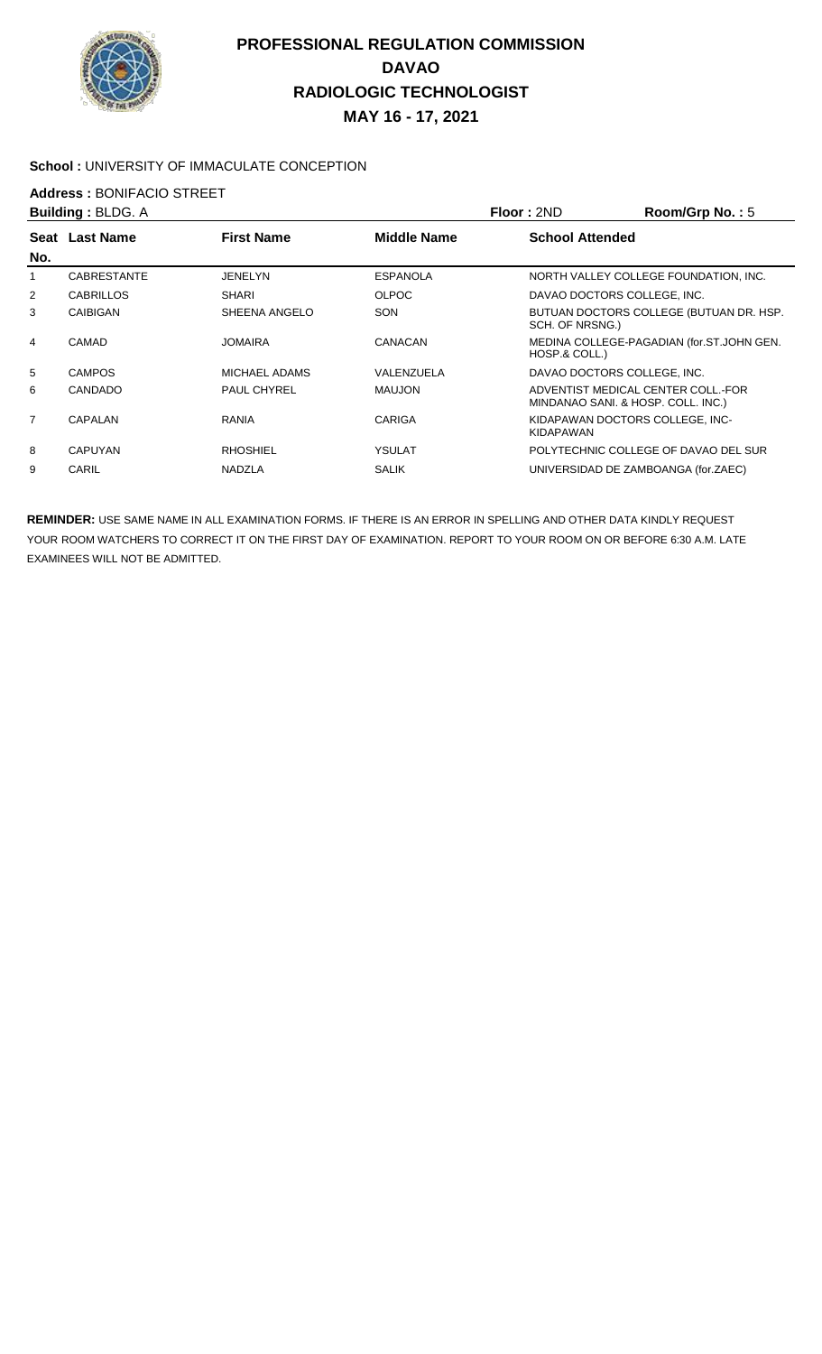# PROFESSIONAL REGULATION COMMISSION
## DAVAO
## RADIOLOGIC TECHNOLOGIST
## MAY 16 - 17, 2021

**School :** UNIVERSITY OF IMMACULATE CONCEPTION

**Address :** BONIFACIO STREET

**Building :** BLDG. A | **Floor :** 2ND | **Room/Grp No. :** 5

| Seat No. | Last Name | First Name | Middle Name | School Attended |
|---|---|---|---|---|
| 1 | CABRESTANTE | JENELYN | ESPANOLA | NORTH VALLEY COLLEGE FOUNDATION, INC. |
| 2 | CABRILLOS | SHARI | OLPOC | DAVAO DOCTORS COLLEGE, INC. |
| 3 | CAIBIGAN | SHEENA ANGELO | SON | BUTUAN DOCTORS COLLEGE (BUTUAN DR. HSP. SCH. OF NRSNG.) |
| 4 | CAMAD | JOMAIRA | CANACAN | MEDINA COLLEGE-PAGADIAN (for.ST.JOHN GEN. HOSP.& COLL.) |
| 5 | CAMPOS | MICHAEL ADAMS | VALENZUELA | DAVAO DOCTORS COLLEGE, INC. |
| 6 | CANDADO | PAUL CHYREL | MAUJON | ADVENTIST MEDICAL CENTER COLL.-FOR MINDANAO SANI. & HOSP. COLL. INC.) |
| 7 | CAPALAN | RANIA | CARIGA | KIDAPAWAN DOCTORS COLLEGE, INC-KIDAPAWAN |
| 8 | CAPUYAN | RHOSHIEL | YSULAT | POLYTECHNIC COLLEGE OF DAVAO DEL SUR |
| 9 | CARIL | NADZLA | SALIK | UNIVERSIDAD DE ZAMBOANGA (for.ZAEC) |

**REMINDER:** USE SAME NAME IN ALL EXAMINATION FORMS. IF THERE IS AN ERROR IN SPELLING AND OTHER DATA KINDLY REQUEST YOUR ROOM WATCHERS TO CORRECT IT ON THE FIRST DAY OF EXAMINATION. REPORT TO YOUR ROOM ON OR BEFORE 6:30 A.M. LATE EXAMINEES WILL NOT BE ADMITTED.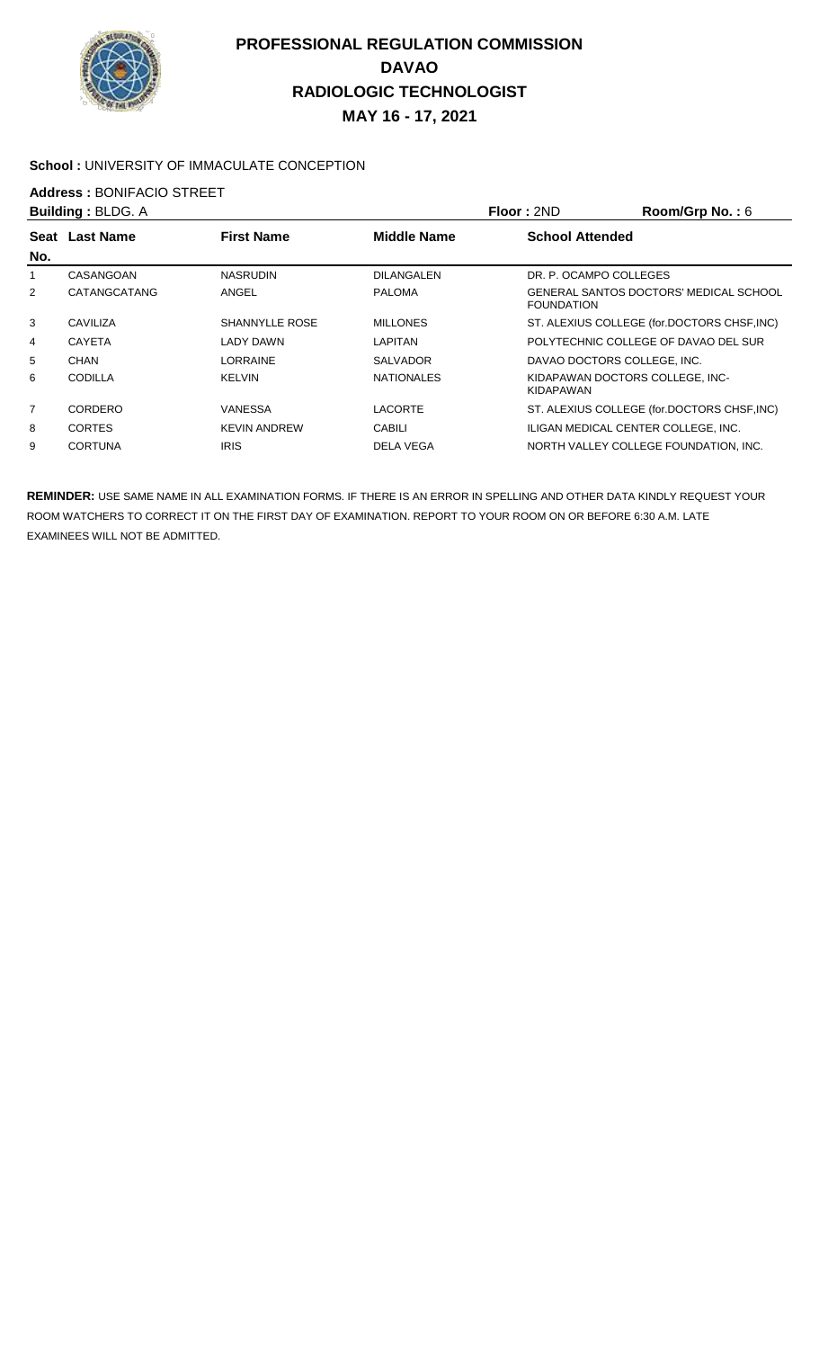# PROFESSIONAL REGULATION COMMISSION
# DAVAO
# RADIOLOGIC TECHNOLOGIST
# MAY 16 - 17, 2021

**School :** UNIVERSITY OF IMMACULATE CONCEPTION

**Address :** BONIFACIO STREET

**Building :** BLDG. A **Floor :** 2ND **Room/Grp No. :** 6

| Seat No. | Last Name | First Name | Middle Name | School Attended |
|---|---|---|---|---|
| 1 | CASANGOAN | NASRUDIN | DILANGALEN | DR. P. OCAMPO COLLEGES |
| 2 | CATANGCATANG | ANGEL | PALOMA | GENERAL SANTOS DOCTORS' MEDICAL SCHOOL FOUNDATION |
| 3 | CAVILIZA | SHANNYLLE ROSE | MILLONES | ST. ALEXIUS COLLEGE (for.DOCTORS CHSF,INC) |
| 4 | CAYETA | LADY DAWN | LAPITAN | POLYTECHNIC COLLEGE OF DAVAO DEL SUR |
| 5 | CHAN | LORRAINE | SALVADOR | DAVAO DOCTORS COLLEGE, INC. |
| 6 | CODILLA | KELVIN | NATIONALES | KIDAPAWAN DOCTORS COLLEGE, INC-KIDAPAWAN |
| 7 | CORDERO | VANESSA | LACORTE | ST. ALEXIUS COLLEGE (for.DOCTORS CHSF,INC) |
| 8 | CORTES | KEVIN ANDREW | CABILI | ILIGAN MEDICAL CENTER COLLEGE, INC. |
| 9 | CORTUNA | IRIS | DELA VEGA | NORTH VALLEY COLLEGE FOUNDATION, INC. |

**REMINDER:** USE SAME NAME IN ALL EXAMINATION FORMS. IF THERE IS AN ERROR IN SPELLING AND OTHER DATA KINDLY REQUEST YOUR ROOM WATCHERS TO CORRECT IT ON THE FIRST DAY OF EXAMINATION. REPORT TO YOUR ROOM ON OR BEFORE 6:30 A.M. LATE EXAMINEES WILL NOT BE ADMITTED.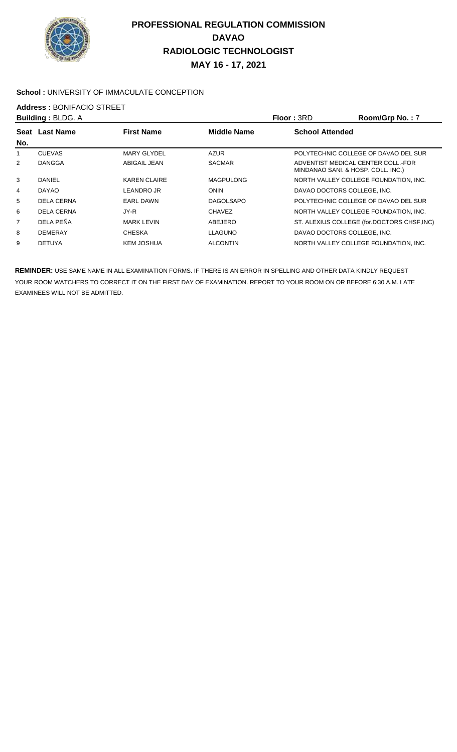# PROFESSIONAL REGULATION COMMISSION
## DAVAO
## RADIOLOGIC TECHNOLOGIST
## MAY 16 - 17, 2021

**School :** UNIVERSITY OF IMMACULATE CONCEPTION

**Address :** BONIFACIO STREET

**Building :** BLDG. A **Floor :** 3RD **Room/Grp No. :** 7

| Seat No. | Last Name | First Name | Middle Name | School Attended |
|---|---|---|---|---|
| 1 | CUEVAS | MARY GLYDEL | AZUR | POLYTECHNIC COLLEGE OF DAVAO DEL SUR |
| 2 | DANGGA | ABIGAIL JEAN | SACMAR | ADVENTIST MEDICAL CENTER COLL.-FOR MINDANAO SANI. & HOSP. COLL. INC.) |
| 3 | DANIEL | KAREN CLAIRE | MAGPULONG | NORTH VALLEY COLLEGE FOUNDATION, INC. |
| 4 | DAYAO | LEANDRO JR | ONIN | DAVAO DOCTORS COLLEGE, INC. |
| 5 | DELA CERNA | EARL DAWN | DAGOLSAPO | POLYTECHNIC COLLEGE OF DAVAO DEL SUR |
| 6 | DELA CERNA | JY-R | CHAVEZ | NORTH VALLEY COLLEGE FOUNDATION, INC. |
| 7 | DELA PEÑA | MARK LEVIN | ABEJERO | ST. ALEXIUS COLLEGE (for.DOCTORS CHSF,INC) |
| 8 | DEMERAY | CHESKA | LLAGUNO | DAVAO DOCTORS COLLEGE, INC. |
| 9 | DETUYA | KEM JOSHUA | ALCONTIN | NORTH VALLEY COLLEGE FOUNDATION, INC. |

**REMINDER:** USE SAME NAME IN ALL EXAMINATION FORMS. IF THERE IS AN ERROR IN SPELLING AND OTHER DATA KINDLY REQUEST YOUR ROOM WATCHERS TO CORRECT IT ON THE FIRST DAY OF EXAMINATION. REPORT TO YOUR ROOM ON OR BEFORE 6:30 A.M. LATE EXAMINEES WILL NOT BE ADMITTED.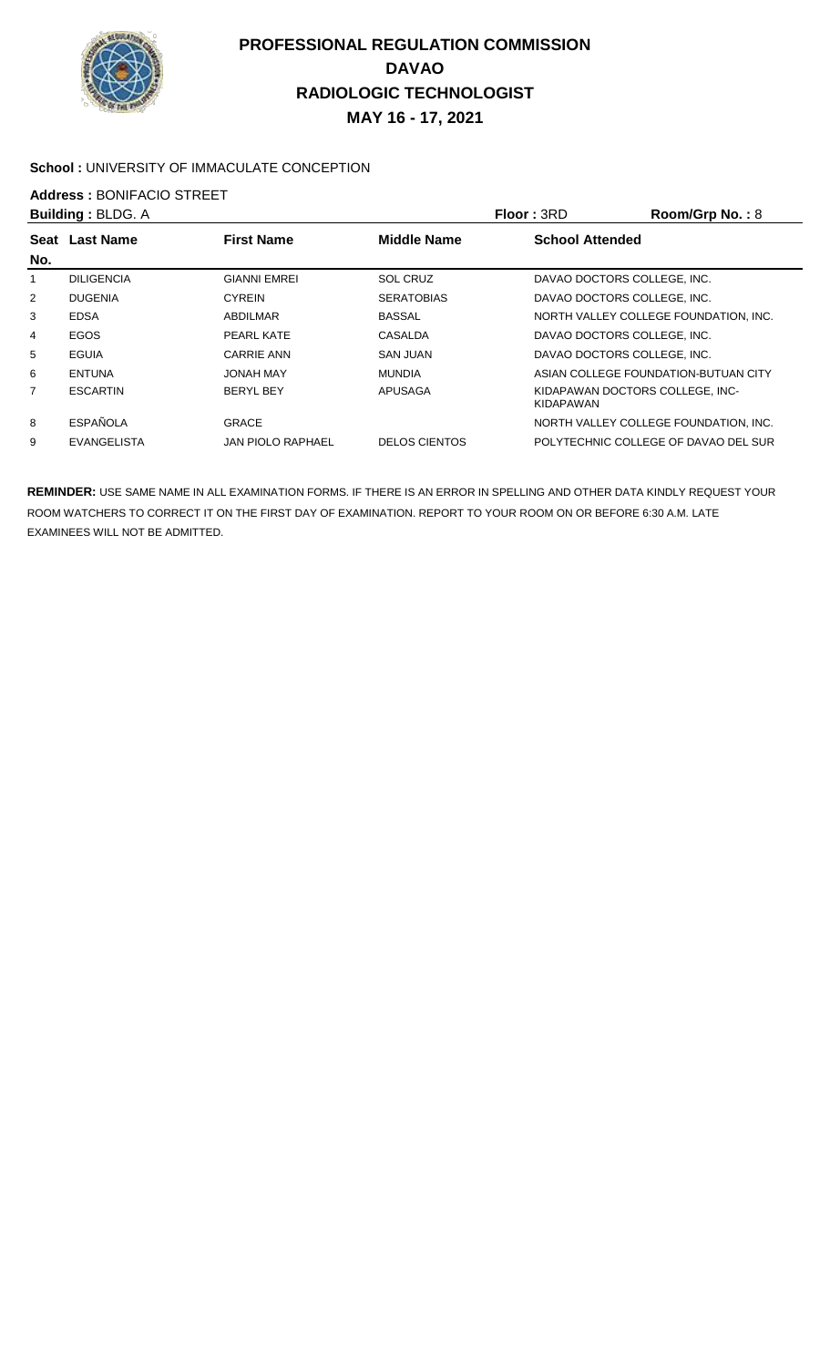# PROFESSIONAL REGULATION COMMISSION
# DAVAO
# RADIOLOGIC TECHNOLOGIST
# MAY 16 - 17, 2021

**School :** UNIVERSITY OF IMMACULATE CONCEPTION

**Address :** BONIFACIO STREET

**Building :** BLDG. A **Floor :** 3RD **Room/Grp No. :** 8

| Seat No. | Last Name | First Name | Middle Name | School Attended |
|---|---|---|---|---|
| 1 | DILIGENCIA | GIANNI EMREI | SOL CRUZ | DAVAO DOCTORS COLLEGE, INC. |
| 2 | DUGENIA | CYREIN | SERATOBIAS | DAVAO DOCTORS COLLEGE, INC. |
| 3 | EDSA | ABDILMAR | BASSAL | NORTH VALLEY COLLEGE FOUNDATION, INC. |
| 4 | EGOS | PEARL KATE | CASALDA | DAVAO DOCTORS COLLEGE, INC. |
| 5 | EGUIA | CARRIE ANN | SAN JUAN | DAVAO DOCTORS COLLEGE, INC. |
| 6 | ENTUNA | JONAH MAY | MUNDIA | ASIAN COLLEGE FOUNDATION-BUTUAN CITY |
| 7 | ESCARTIN | BERYL BEY | APUSAGA | KIDAPAWAN DOCTORS COLLEGE, INC-KIDAPAWAN |
| 8 | ESPAÑOLA | GRACE | | NORTH VALLEY COLLEGE FOUNDATION, INC. |
| 9 | EVANGELISTA | JAN PIOLO RAPHAEL | DELOS CIENTOS | POLYTECHNIC COLLEGE OF DAVAO DEL SUR |

**REMINDER:** USE SAME NAME IN ALL EXAMINATION FORMS. IF THERE IS AN ERROR IN SPELLING AND OTHER DATA KINDLY REQUEST YOUR ROOM WATCHERS TO CORRECT IT ON THE FIRST DAY OF EXAMINATION. REPORT TO YOUR ROOM ON OR BEFORE 6:30 A.M. LATE EXAMINEES WILL NOT BE ADMITTED.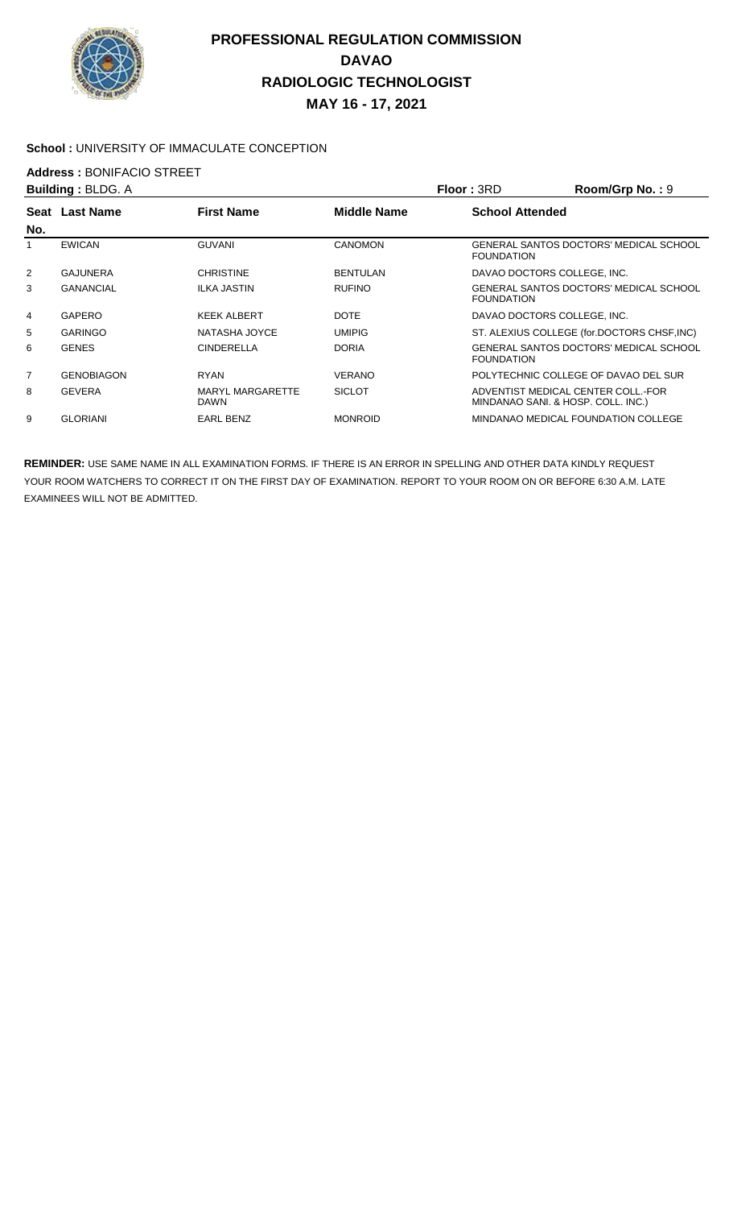# PROFESSIONAL REGULATION COMMISSION
## DAVAO
## RADIOLOGIC TECHNOLOGIST
## MAY 16 - 17, 2021

**School :** UNIVERSITY OF IMMACULATE CONCEPTION

**Address :** BONIFACIO STREET

**Building :** BLDG. A | **Floor :** 3RD | **Room/Grp No. :** 9

| Seat No. | Last Name | First Name | Middle Name | School Attended |
|---|---|---|---|---|
| 1 | EWICAN | GUVANI | CANOMON | GENERAL SANTOS DOCTORS' MEDICAL SCHOOL FOUNDATION |
| 2 | GAJUNERA | CHRISTINE | BENTULAN | DAVAO DOCTORS COLLEGE, INC. |
| 3 | GANANCIAL | ILKA JASTIN | RUFINO | GENERAL SANTOS DOCTORS' MEDICAL SCHOOL FOUNDATION |
| 4 | GAPERO | KEEK ALBERT | DOTE | DAVAO DOCTORS COLLEGE, INC. |
| 5 | GARINGO | NATASHA JOYCE | UMIPIG | ST. ALEXIUS COLLEGE (for.DOCTORS CHSF,INC) |
| 6 | GENES | CINDERELLA | DORIA | GENERAL SANTOS DOCTORS' MEDICAL SCHOOL FOUNDATION |
| 7 | GENOBIAGON | RYAN | VERANO | POLYTECHNIC COLLEGE OF DAVAO DEL SUR |
| 8 | GEVERA | MARYL MARGARETTE DAWN | SICLOT | ADVENTIST MEDICAL CENTER COLL.-FOR MINDANAO SANI. & HOSP. COLL. INC.) |
| 9 | GLORIANI | EARL BENZ | MONROID | MINDANAO MEDICAL FOUNDATION COLLEGE |

**REMINDER:** USE SAME NAME IN ALL EXAMINATION FORMS. IF THERE IS AN ERROR IN SPELLING AND OTHER DATA KINDLY REQUEST YOUR ROOM WATCHERS TO CORRECT IT ON THE FIRST DAY OF EXAMINATION. REPORT TO YOUR ROOM ON OR BEFORE 6:30 A.M. LATE EXAMINEES WILL NOT BE ADMITTED.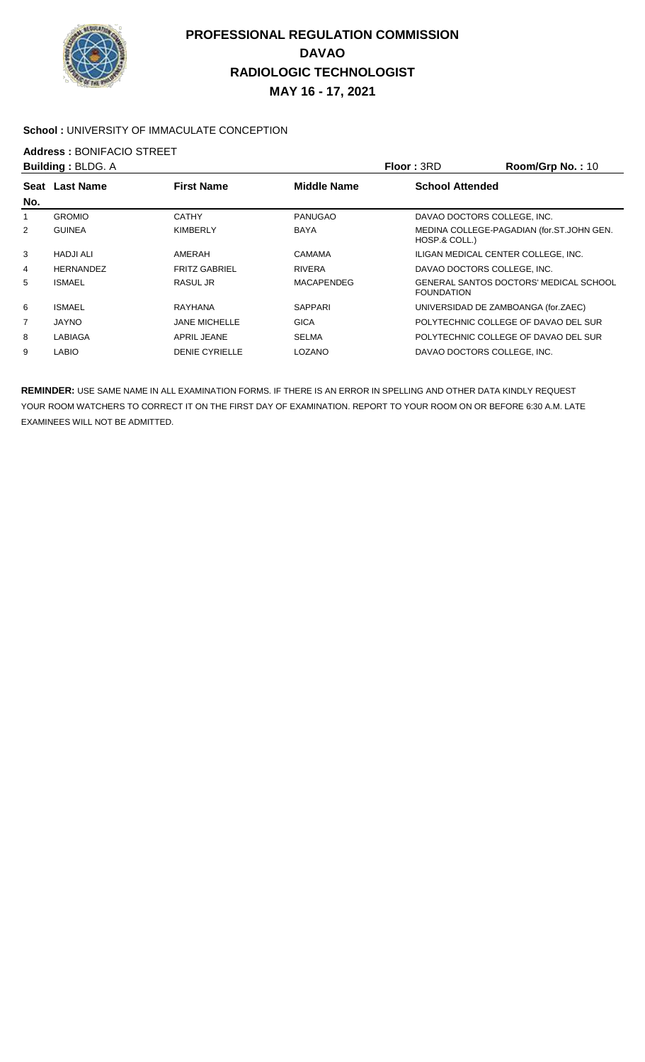# PROFESSIONAL REGULATION COMMISSION
## DAVAO
## RADIOLOGIC TECHNOLOGIST
## MAY 16 - 17, 2021

**School :** UNIVERSITY OF IMMACULATE CONCEPTION

**Address :** BONIFACIO STREET

**Building :** BLDG. A **Floor :** 3RD **Room/Grp No. :** 10

| Seat No. | Last Name | First Name | Middle Name | School Attended |
|---|---|---|---|---|
| 1 | GROMIO | CATHY | PANUGAO | DAVAO DOCTORS COLLEGE, INC. |
| 2 | GUINEA | KIMBERLY | BAYA | MEDINA COLLEGE-PAGADIAN (for.ST.JOHN GEN. HOSP.& COLL.) |
| 3 | HADJI ALI | AMERAH | CAMAMA | ILIGAN MEDICAL CENTER COLLEGE, INC. |
| 4 | HERNANDEZ | FRITZ GABRIEL | RIVERA | DAVAO DOCTORS COLLEGE, INC. |
| 5 | ISMAEL | RASUL JR | MACAPENDEG | GENERAL SANTOS DOCTORS' MEDICAL SCHOOL FOUNDATION |
| 6 | ISMAEL | RAYHANA | SAPPARI | UNIVERSIDAD DE ZAMBOANGA (for.ZAEC) |
| 7 | JAYNO | JANE MICHELLE | GICA | POLYTECHNIC COLLEGE OF DAVAO DEL SUR |
| 8 | LABIAGA | APRIL JEANE | SELMA | POLYTECHNIC COLLEGE OF DAVAO DEL SUR |
| 9 | LABIO | DENIE CYRIELLE | LOZANO | DAVAO DOCTORS COLLEGE, INC. |

**REMINDER:** USE SAME NAME IN ALL EXAMINATION FORMS. IF THERE IS AN ERROR IN SPELLING AND OTHER DATA KINDLY REQUEST YOUR ROOM WATCHERS TO CORRECT IT ON THE FIRST DAY OF EXAMINATION. REPORT TO YOUR ROOM ON OR BEFORE 6:30 A.M. LATE EXAMINEES WILL NOT BE ADMITTED.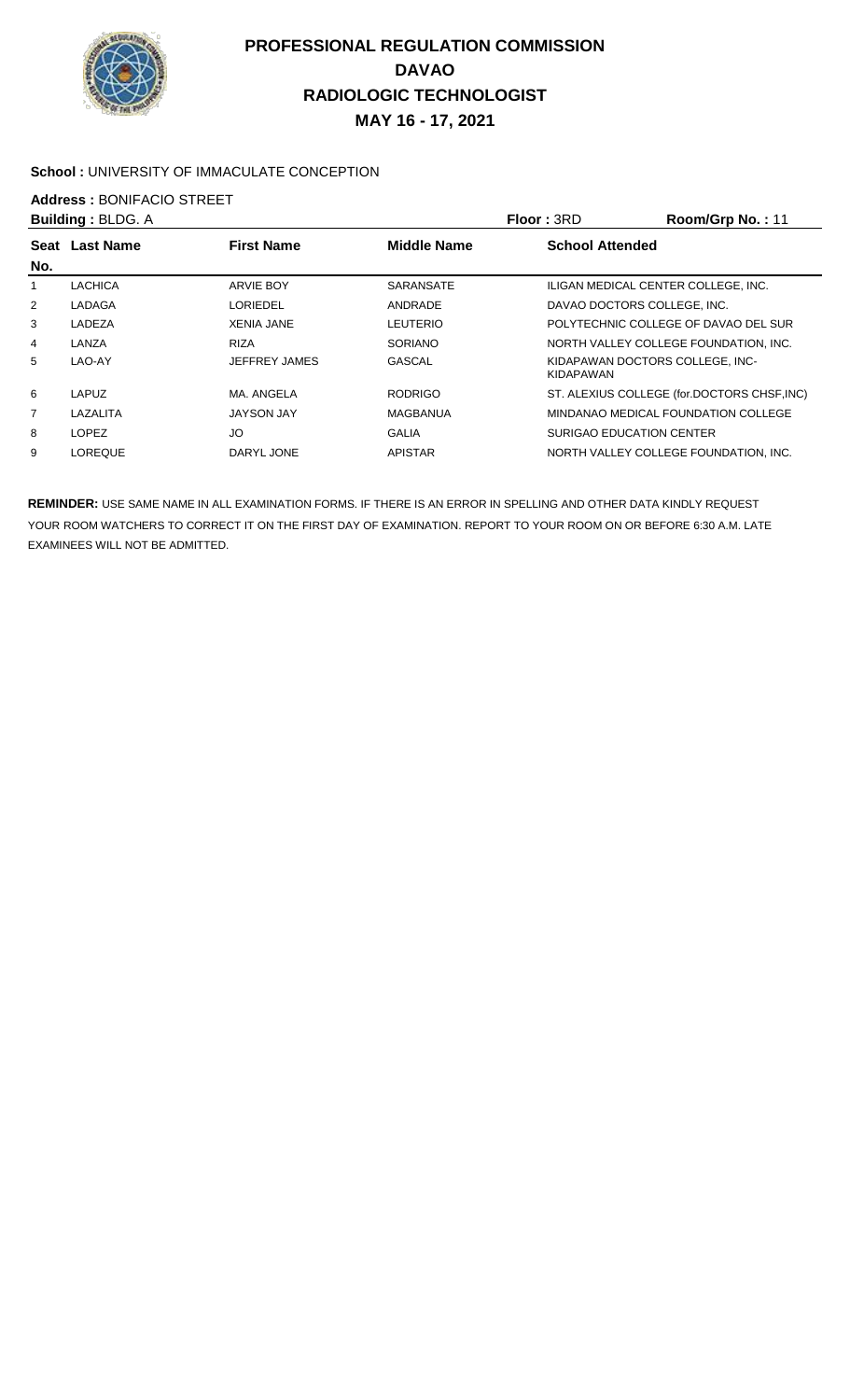# PROFESSIONAL REGULATION COMMISSION
## DAVAO
## RADIOLOGIC TECHNOLOGIST
## MAY 16 - 17, 2021

**School :** UNIVERSITY OF IMMACULATE CONCEPTION

**Address :** BONIFACIO STREET

**Building :** BLDG. A **Floor :** 3RD **Room/Grp No. :** 11

| Seat No. | Last Name | First Name | Middle Name | School Attended |
|---|---|---|---|---|
| 1 | LACHICA | ARVIE BOY | SARANSATE | ILIGAN MEDICAL CENTER COLLEGE, INC. |
| 2 | LADAGA | LORIEDEL | ANDRADE | DAVAO DOCTORS COLLEGE, INC. |
| 3 | LADEZA | XENIA JANE | LEUTERIO | POLYTECHNIC COLLEGE OF DAVAO DEL SUR |
| 4 | LANZA | RIZA | SORIANO | NORTH VALLEY COLLEGE FOUNDATION, INC. |
| 5 | LAO-AY | JEFFREY JAMES | GASCAL | KIDAPAWAN DOCTORS COLLEGE, INC-KIDAPAWAN |
| 6 | LAPUZ | MA. ANGELA | RODRIGO | ST. ALEXIUS COLLEGE (for.DOCTORS CHSF,INC) |
| 7 | LAZALITA | JAYSON JAY | MAGBANUA | MINDANAO MEDICAL FOUNDATION COLLEGE |
| 8 | LOPEZ | JO | GALIA | SURIGAO EDUCATION CENTER |
| 9 | LOREQUE | DARYL JONE | APISTAR | NORTH VALLEY COLLEGE FOUNDATION, INC. |

**REMINDER:** USE SAME NAME IN ALL EXAMINATION FORMS. IF THERE IS AN ERROR IN SPELLING AND OTHER DATA KINDLY REQUEST YOUR ROOM WATCHERS TO CORRECT IT ON THE FIRST DAY OF EXAMINATION. REPORT TO YOUR ROOM ON OR BEFORE 6:30 A.M. LATE EXAMINEES WILL NOT BE ADMITTED.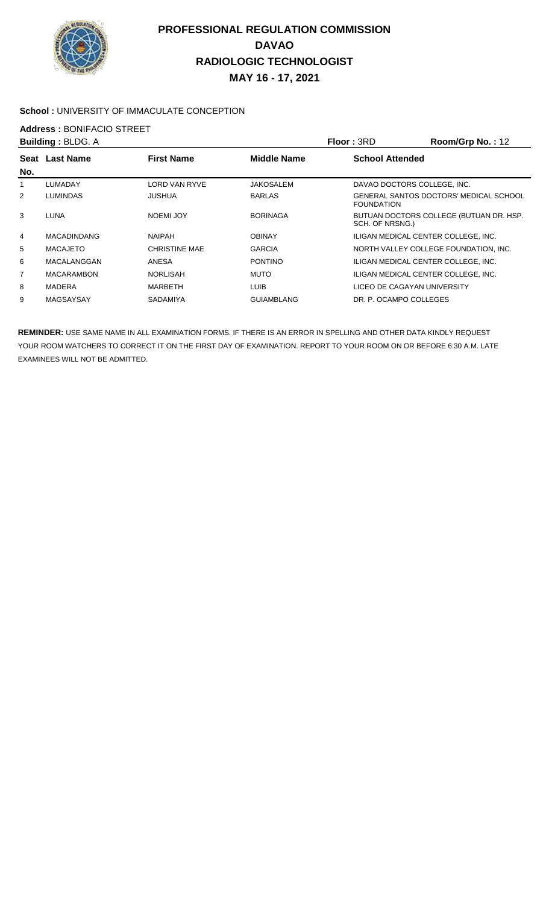# PROFESSIONAL REGULATION COMMISSION
## DAVAO
## RADIOLOGIC TECHNOLOGIST
## MAY 16 - 17, 2021

**School :** UNIVERSITY OF IMMACULATE CONCEPTION

**Address :** BONIFACIO STREET

**Building :** BLDG. A　　**Floor :** 3RD　　**Room/Grp No. :** 12

| Seat No. | Last Name | First Name | Middle Name | School Attended |
|---|---|---|---|---|
| 1 | LUMADAY | LORD VAN RYVE | JAKOSALEM | DAVAO DOCTORS COLLEGE, INC. |
| 2 | LUMINDAS | JUSHUA | BARLAS | GENERAL SANTOS DOCTORS' MEDICAL SCHOOL FOUNDATION |
| 3 | LUNA | NOEMI JOY | BORINAGA | BUTUAN DOCTORS COLLEGE (BUTUAN DR. HSP. SCH. OF NRSNG.) |
| 4 | MACADINDANG | NAIPAH | OBINAY | ILIGAN MEDICAL CENTER COLLEGE, INC. |
| 5 | MACAJETO | CHRISTINE MAE | GARCIA | NORTH VALLEY COLLEGE FOUNDATION, INC. |
| 6 | MACALANGGAN | ANESA | PONTINO | ILIGAN MEDICAL CENTER COLLEGE, INC. |
| 7 | MACARAMBON | NORLISAH | MUTO | ILIGAN MEDICAL CENTER COLLEGE, INC. |
| 8 | MADERA | MARBETH | LUIB | LICEO DE CAGAYAN UNIVERSITY |
| 9 | MAGSAYSAY | SADAMIYA | GUIAMBLANG | DR. P. OCAMPO COLLEGES |

**REMINDER:** USE SAME NAME IN ALL EXAMINATION FORMS. IF THERE IS AN ERROR IN SPELLING AND OTHER DATA KINDLY REQUEST YOUR ROOM WATCHERS TO CORRECT IT ON THE FIRST DAY OF EXAMINATION. REPORT TO YOUR ROOM ON OR BEFORE 6:30 A.M. LATE EXAMINEES WILL NOT BE ADMITTED.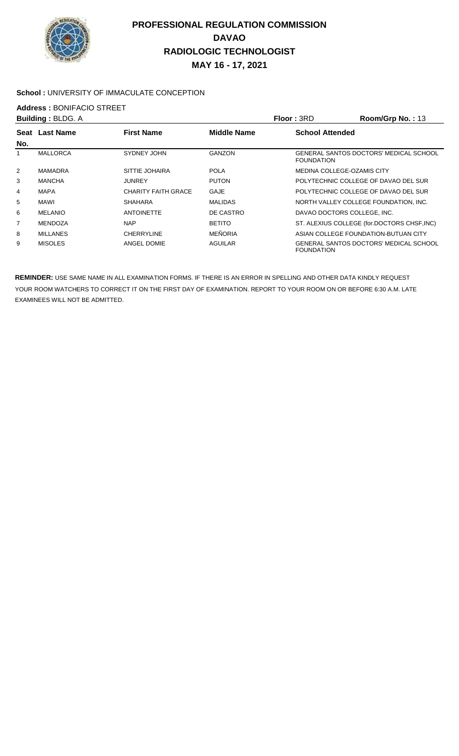# PROFESSIONAL REGULATION COMMISSION
## DAVAO
## RADIOLOGIC TECHNOLOGIST
## MAY 16 - 17, 2021

**School :** UNIVERSITY OF IMMACULATE CONCEPTION

**Address :** BONIFACIO STREET

**Building :** BLDG. A　　**Floor :** 3RD　　**Room/Grp No. :** 13

| Seat No. | Last Name | First Name | Middle Name | School Attended |
|---|---|---|---|---|
| 1 | MALLORCA | SYDNEY JOHN | GANZON | GENERAL SANTOS DOCTORS' MEDICAL SCHOOL FOUNDATION |
| 2 | MAMADRA | SITTIE JOHAIRA | POLA | MEDINA COLLEGE-OZAMIS CITY |
| 3 | MANCHA | JUNREY | PUTON | POLYTECHNIC COLLEGE OF DAVAO DEL SUR |
| 4 | MAPA | CHARITY FAITH GRACE | GAJE | POLYTECHNIC COLLEGE OF DAVAO DEL SUR |
| 5 | MAWI | SHAHARA | MALIDAS | NORTH VALLEY COLLEGE FOUNDATION, INC. |
| 6 | MELANIO | ANTOINETTE | DE CASTRO | DAVAO DOCTORS COLLEGE, INC. |
| 7 | MENDOZA | NAP | BETITO | ST. ALEXIUS COLLEGE (for.DOCTORS CHSF,INC) |
| 8 | MILLANES | CHERRYLINE | MEÑORIA | ASIAN COLLEGE FOUNDATION-BUTUAN CITY |
| 9 | MISOLES | ANGEL DOMIE | AGUILAR | GENERAL SANTOS DOCTORS' MEDICAL SCHOOL FOUNDATION |

**REMINDER:** USE SAME NAME IN ALL EXAMINATION FORMS. IF THERE IS AN ERROR IN SPELLING AND OTHER DATA KINDLY REQUEST YOUR ROOM WATCHERS TO CORRECT IT ON THE FIRST DAY OF EXAMINATION. REPORT TO YOUR ROOM ON OR BEFORE 6:30 A.M. LATE EXAMINEES WILL NOT BE ADMITTED.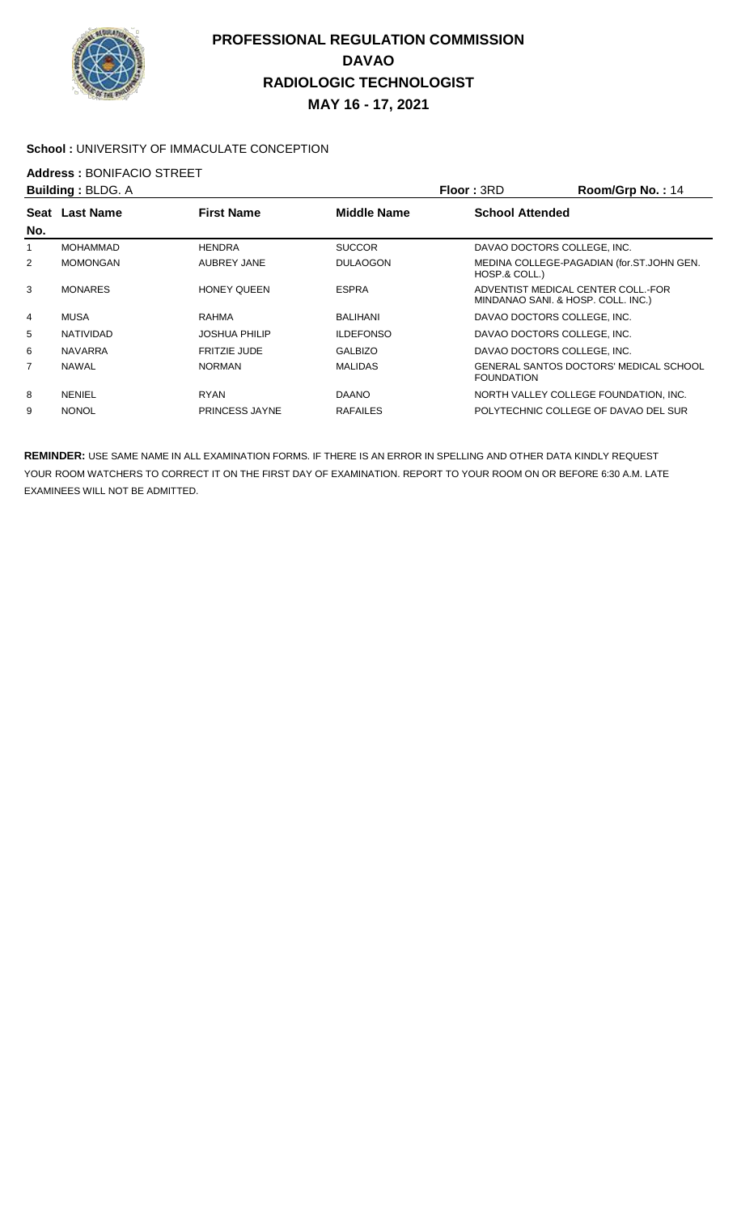# PROFESSIONAL REGULATION COMMISSION
## DAVAO
## RADIOLOGIC TECHNOLOGIST
## MAY 16 - 17, 2021

**School :** UNIVERSITY OF IMMACULATE CONCEPTION

**Address :** BONIFACIO STREET

**Building :** BLDG. A **Floor :** 3RD **Room/Grp No. :** 14

| Seat No. | Last Name | First Name | Middle Name | School Attended |
|---|---|---|---|---|
| 1 | MOHAMMAD | HENDRA | SUCCOR | DAVAO DOCTORS COLLEGE, INC. |
| 2 | MOMONGAN | AUBREY JANE | DULAOGON | MEDINA COLLEGE-PAGADIAN (for.ST.JOHN GEN. HOSP.& COLL.) |
| 3 | MONARES | HONEY QUEEN | ESPRA | ADVENTIST MEDICAL CENTER COLL.-FOR MINDANAO SANI. & HOSP. COLL. INC.) |
| 4 | MUSA | RAHMA | BALIHANI | DAVAO DOCTORS COLLEGE, INC. |
| 5 | NATIVIDAD | JOSHUA PHILIP | ILDEFONSO | DAVAO DOCTORS COLLEGE, INC. |
| 6 | NAVARRA | FRITZIE JUDE | GALBIZO | DAVAO DOCTORS COLLEGE, INC. |
| 7 | NAWAL | NORMAN | MALIDAS | GENERAL SANTOS DOCTORS' MEDICAL SCHOOL FOUNDATION |
| 8 | NENIEL | RYAN | DAANO | NORTH VALLEY COLLEGE FOUNDATION, INC. |
| 9 | NONOL | PRINCESS JAYNE | RAFAILES | POLYTECHNIC COLLEGE OF DAVAO DEL SUR |

**REMINDER:** USE SAME NAME IN ALL EXAMINATION FORMS. IF THERE IS AN ERROR IN SPELLING AND OTHER DATA KINDLY REQUEST YOUR ROOM WATCHERS TO CORRECT IT ON THE FIRST DAY OF EXAMINATION. REPORT TO YOUR ROOM ON OR BEFORE 6:30 A.M. LATE EXAMINEES WILL NOT BE ADMITTED.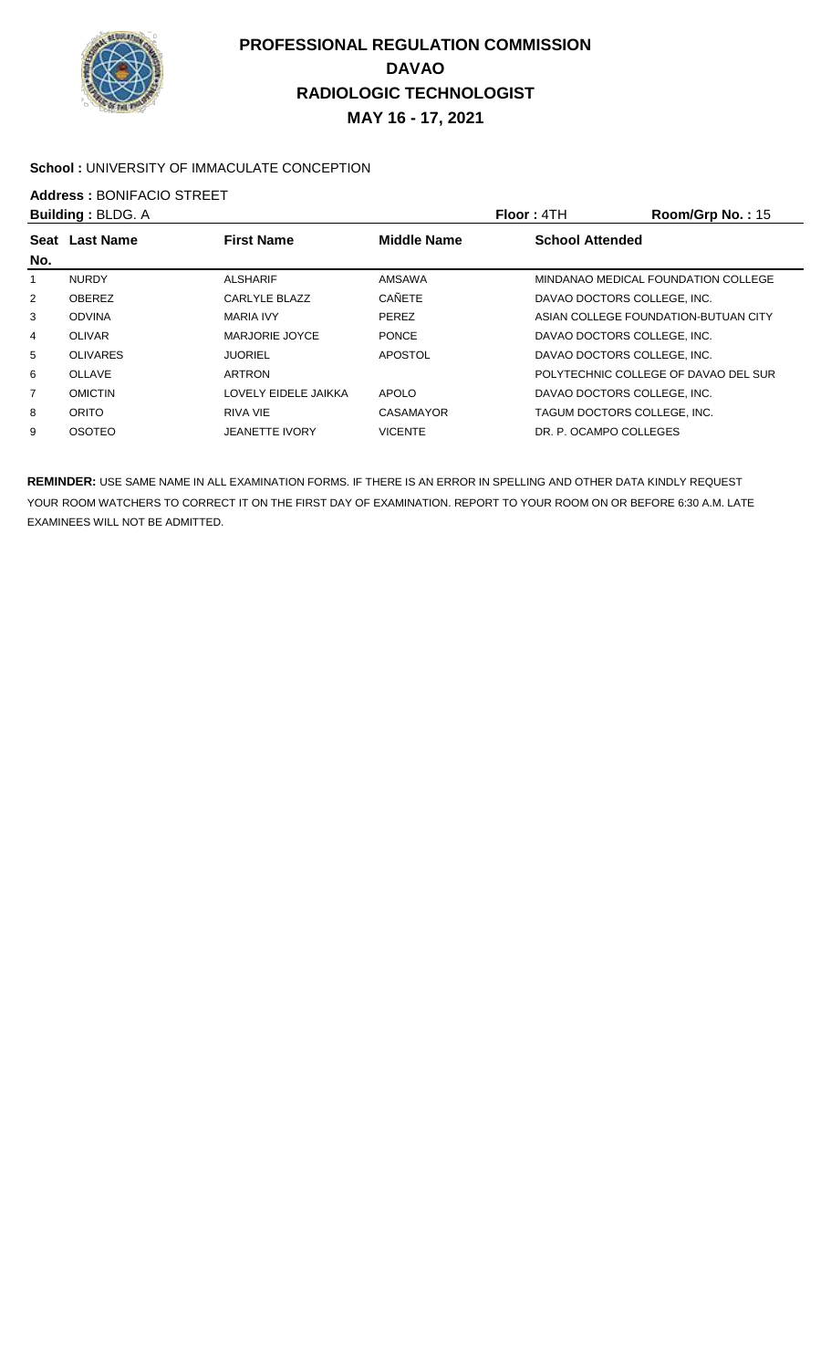# PROFESSIONAL REGULATION COMMISSION
# DAVAO
# RADIOLOGIC TECHNOLOGIST
# MAY 16 - 17, 2021

**School :** UNIVERSITY OF IMMACULATE CONCEPTION

**Address :** BONIFACIO STREET

**Building :** BLDG. A **Floor :** 4TH **Room/Grp No. :** 15

| Seat No. | Last Name | First Name | Middle Name | School Attended |
|---|---|---|---|---|
| 1 | NURDY | ALSHARIF | AMSAWA | MINDANAO MEDICAL FOUNDATION COLLEGE |
| 2 | OBEREZ | CARLYLE BLAZZ | CAÑETE | DAVAO DOCTORS COLLEGE, INC. |
| 3 | ODVINA | MARIA IVY | PEREZ | ASIAN COLLEGE FOUNDATION-BUTUAN CITY |
| 4 | OLIVAR | MARJORIE JOYCE | PONCE | DAVAO DOCTORS COLLEGE, INC. |
| 5 | OLIVARES | JUORIEL | APOSTOL | DAVAO DOCTORS COLLEGE, INC. |
| 6 | OLLAVE | ARTRON | | POLYTECHNIC COLLEGE OF DAVAO DEL SUR |
| 7 | OMICTIN | LOVELY EIDELE JAIKKA | APOLO | DAVAO DOCTORS COLLEGE, INC. |
| 8 | ORITO | RIVA VIE | CASAMAYOR | TAGUM DOCTORS COLLEGE, INC. |
| 9 | OSOTEO | JEANETTE IVORY | VICENTE | DR. P. OCAMPO COLLEGES |

**REMINDER:** USE SAME NAME IN ALL EXAMINATION FORMS. IF THERE IS AN ERROR IN SPELLING AND OTHER DATA KINDLY REQUEST YOUR ROOM WATCHERS TO CORRECT IT ON THE FIRST DAY OF EXAMINATION. REPORT TO YOUR ROOM ON OR BEFORE 6:30 A.M. LATE EXAMINEES WILL NOT BE ADMITTED.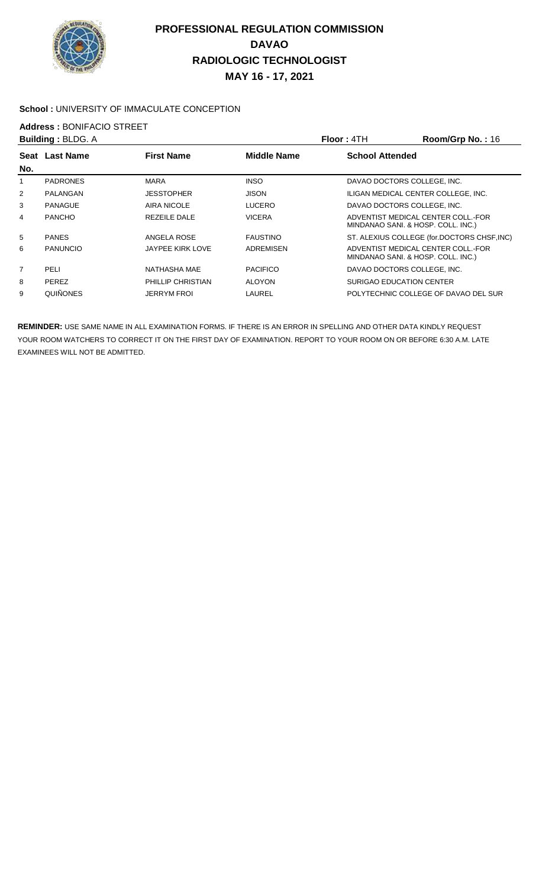# PROFESSIONAL REGULATION COMMISSION
# DAVAO
# RADIOLOGIC TECHNOLOGIST
# MAY 16 - 17, 2021

**School :** UNIVERSITY OF IMMACULATE CONCEPTION

**Address :** BONIFACIO STREET

**Building :** BLDG. A **Floor :** 4TH **Room/Grp No. :** 16

| Seat No. | Last Name | First Name | Middle Name | School Attended |
|---|---|---|---|---|
| 1 | PADRONES | MARA | INSO | DAVAO DOCTORS COLLEGE, INC. |
| 2 | PALANGAN | JESSTOPHER | JISON | ILIGAN MEDICAL CENTER COLLEGE, INC. |
| 3 | PANAGUE | AIRA NICOLE | LUCERO | DAVAO DOCTORS COLLEGE, INC. |
| 4 | PANCHO | REZEILE DALE | VICERA | ADVENTIST MEDICAL CENTER COLL.-FOR MINDANAO SANI. & HOSP. COLL. INC.) |
| 5 | PANES | ANGELA ROSE | FAUSTINO | ST. ALEXIUS COLLEGE (for.DOCTORS CHSF,INC) |
| 6 | PANUNCIO | JAYPEE KIRK LOVE | ADREMISEN | ADVENTIST MEDICAL CENTER COLL.-FOR MINDANAO SANI. & HOSP. COLL. INC.) |
| 7 | PELI | NATHASHA MAE | PACIFICO | DAVAO DOCTORS COLLEGE, INC. |
| 8 | PEREZ | PHILLIP CHRISTIAN | ALOYON | SURIGAO EDUCATION CENTER |
| 9 | QUIÑONES | JERRYM FROI | LAUREL | POLYTECHNIC COLLEGE OF DAVAO DEL SUR |

**REMINDER:** USE SAME NAME IN ALL EXAMINATION FORMS. IF THERE IS AN ERROR IN SPELLING AND OTHER DATA KINDLY REQUEST YOUR ROOM WATCHERS TO CORRECT IT ON THE FIRST DAY OF EXAMINATION. REPORT TO YOUR ROOM ON OR BEFORE 6:30 A.M. LATE EXAMINEES WILL NOT BE ADMITTED.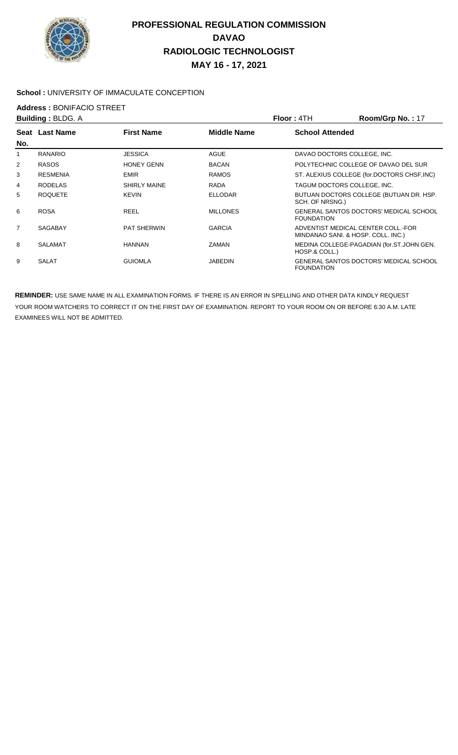# PROFESSIONAL REGULATION COMMISSION
# DAVAO
# RADIOLOGIC TECHNOLOGIST
# MAY 16 - 17, 2021

**School :** UNIVERSITY OF IMMACULATE CONCEPTION

**Address :** BONIFACIO STREET

**Building :** BLDG. A **Floor :** 4TH **Room/Grp No. :** 17

| Seat No. | Last Name | First Name | Middle Name | School Attended |
|---|---|---|---|---|
| 1 | RANARIO | JESSICA | AGUE | DAVAO DOCTORS COLLEGE, INC. |
| 2 | RASOS | HONEY GENN | BACAN | POLYTECHNIC COLLEGE OF DAVAO DEL SUR |
| 3 | RESMENIA | EMIR | RAMOS | ST. ALEXIUS COLLEGE (for.DOCTORS CHSF,INC) |
| 4 | RODELAS | SHIRLY MAINE | RADA | TAGUM DOCTORS COLLEGE, INC. |
| 5 | ROQUETE | KEVIN | ELLODAR | BUTUAN DOCTORS COLLEGE (BUTUAN DR. HSP. SCH. OF NRSNG.) |
| 6 | ROSA | REEL | MILLONES | GENERAL SANTOS DOCTORS' MEDICAL SCHOOL FOUNDATION |
| 7 | SAGABAY | PAT SHERWIN | GARCIA | ADVENTIST MEDICAL CENTER COLL.-FOR MINDANAO SANI. & HOSP. COLL. INC.) |
| 8 | SALAMAT | HANNAN | ZAMAN | MEDINA COLLEGE-PAGADIAN (for.ST.JOHN GEN. HOSP.& COLL.) |
| 9 | SALAT | GUIOMLA | JABEDIN | GENERAL SANTOS DOCTORS' MEDICAL SCHOOL FOUNDATION |

**REMINDER:** USE SAME NAME IN ALL EXAMINATION FORMS. IF THERE IS AN ERROR IN SPELLING AND OTHER DATA KINDLY REQUEST YOUR ROOM WATCHERS TO CORRECT IT ON THE FIRST DAY OF EXAMINATION. REPORT TO YOUR ROOM ON OR BEFORE 6:30 A.M. LATE EXAMINEES WILL NOT BE ADMITTED.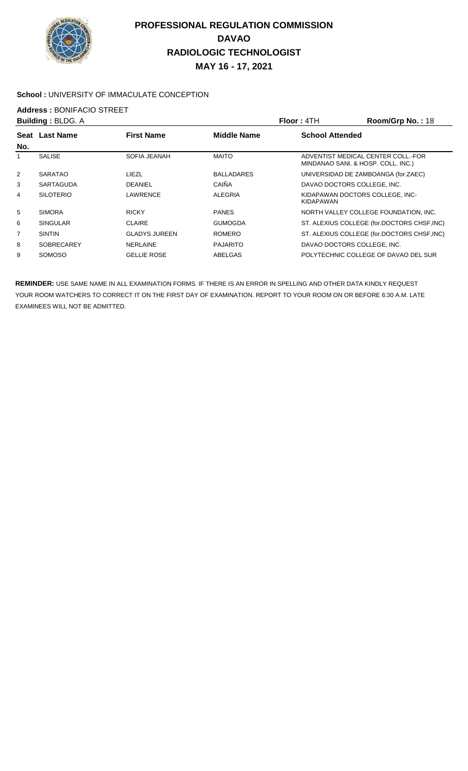# PROFESSIONAL REGULATION COMMISSION
## DAVAO
## RADIOLOGIC TECHNOLOGIST
## MAY 16 - 17, 2021

**School :** UNIVERSITY OF IMMACULATE CONCEPTION

**Address :** BONIFACIO STREET

**Building :** BLDG. A **Floor :** 4TH **Room/Grp No. :** 18

| Seat No. | Last Name | First Name | Middle Name | School Attended |
|---|---|---|---|---|
| 1 | SALISE | SOFIA JEANAH | MAITO | ADVENTIST MEDICAL CENTER COLL.-FOR MINDANAO SANI. & HOSP. COLL. INC.) |
| 2 | SARATAO | LIEZL | BALLADARES | UNIVERSIDAD DE ZAMBOANGA (for.ZAEC) |
| 3 | SARTAGUDA | DEANIEL | CAIÑA | DAVAO DOCTORS COLLEGE, INC. |
| 4 | SILOTERIO | LAWRENCE | ALEGRIA | KIDAPAWAN DOCTORS COLLEGE, INC-KIDAPAWAN |
| 5 | SIMORA | RICKY | PANES | NORTH VALLEY COLLEGE FOUNDATION, INC. |
| 6 | SINGULAR | CLAIRE | GUMOGDA | ST. ALEXIUS COLLEGE (for.DOCTORS CHSF,INC) |
| 7 | SINTIN | GLADYS JUREEN | ROMERO | ST. ALEXIUS COLLEGE (for.DOCTORS CHSF,INC) |
| 8 | SOBRECAREY | NERLAINE | PAJARITO | DAVAO DOCTORS COLLEGE, INC. |
| 9 | SOMOSO | GELLIE ROSE | ABELGAS | POLYTECHNIC COLLEGE OF DAVAO DEL SUR |

**REMINDER:** USE SAME NAME IN ALL EXAMINATION FORMS. IF THERE IS AN ERROR IN SPELLING AND OTHER DATA KINDLY REQUEST YOUR ROOM WATCHERS TO CORRECT IT ON THE FIRST DAY OF EXAMINATION. REPORT TO YOUR ROOM ON OR BEFORE 6:30 A.M. LATE EXAMINEES WILL NOT BE ADMITTED.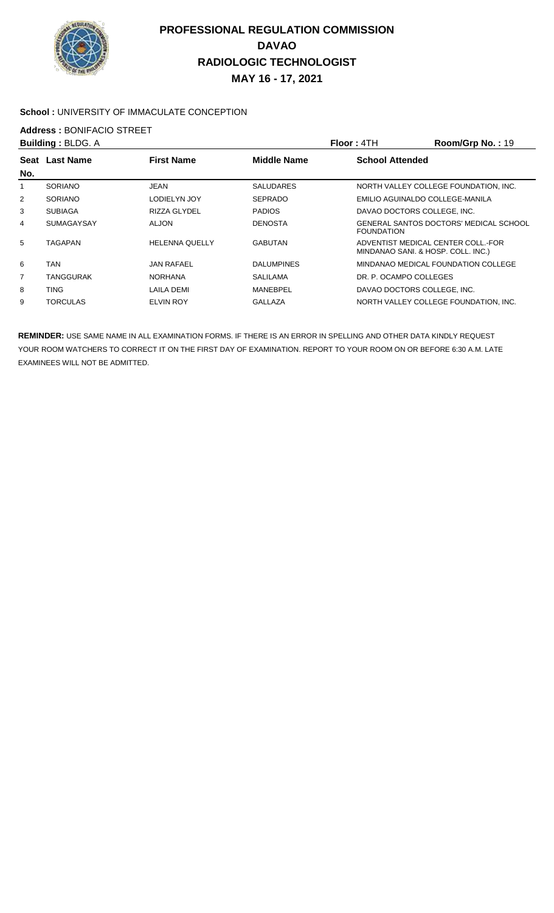# PROFESSIONAL REGULATION COMMISSION
# DAVAO
# RADIOLOGIC TECHNOLOGIST
# MAY 16 - 17, 2021

**School :** UNIVERSITY OF IMMACULATE CONCEPTION

**Address :** BONIFACIO STREET

**Building :** BLDG. A **Floor :** 4TH **Room/Grp No. :** 19

| Seat No. | Last Name | First Name | Middle Name | School Attended |
|---|---|---|---|---|
| 1 | SORIANO | JEAN | SALUDARES | NORTH VALLEY COLLEGE FOUNDATION, INC. |
| 2 | SORIANO | LODIELYN JOY | SEPRADO | EMILIO AGUINALDO COLLEGE-MANILA |
| 3 | SUBIAGA | RIZZA GLYDEL | PADIOS | DAVAO DOCTORS COLLEGE, INC. |
| 4 | SUMAGAYSAY | ALJON | DENOSTA | GENERAL SANTOS DOCTORS' MEDICAL SCHOOL FOUNDATION |
| 5 | TAGAPAN | HELENNA QUELLY | GABUTAN | ADVENTIST MEDICAL CENTER COLL.-FOR MINDANAO SANI. & HOSP. COLL. INC.) |
| 6 | TAN | JAN RAFAEL | DALUMPINES | MINDANAO MEDICAL FOUNDATION COLLEGE |
| 7 | TANGGURAK | NORHANA | SALILAMA | DR. P. OCAMPO COLLEGES |
| 8 | TING | LAILA DEMI | MANEBPEL | DAVAO DOCTORS COLLEGE, INC. |
| 9 | TORCULAS | ELVIN ROY | GALLAZA | NORTH VALLEY COLLEGE FOUNDATION, INC. |

**REMINDER:** USE SAME NAME IN ALL EXAMINATION FORMS. IF THERE IS AN ERROR IN SPELLING AND OTHER DATA KINDLY REQUEST YOUR ROOM WATCHERS TO CORRECT IT ON THE FIRST DAY OF EXAMINATION. REPORT TO YOUR ROOM ON OR BEFORE 6:30 A.M. LATE EXAMINEES WILL NOT BE ADMITTED.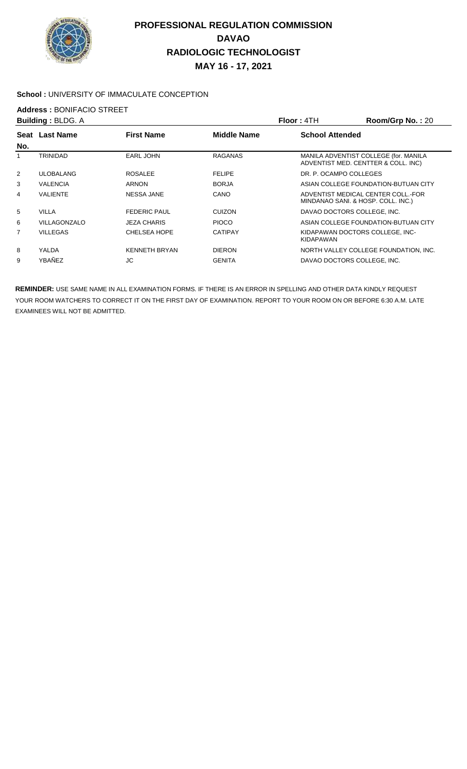# PROFESSIONAL REGULATION COMMISSION
## DAVAO
## RADIOLOGIC TECHNOLOGIST
## MAY 16 - 17, 2021

**School :** UNIVERSITY OF IMMACULATE CONCEPTION

**Address :** BONIFACIO STREET

**Building :** BLDG. A **Floor :** 4TH **Room/Grp No. :** 20

| Seat No. | Last Name | First Name | Middle Name | School Attended |
|---|---|---|---|---|
| 1 | TRINIDAD | EARL JOHN | RAGANAS | MANILA ADVENTIST COLLEGE (for. MANILA ADVENTIST MED. CENTTER & COLL. INC) |
| 2 | ULOBALANG | ROSALEE | FELIPE | DR. P. OCAMPO COLLEGES |
| 3 | VALENCIA | ARNON | BORJA | ASIAN COLLEGE FOUNDATION-BUTUAN CITY |
| 4 | VALIENTE | NESSA JANE | CANO | ADVENTIST MEDICAL CENTER COLL.-FOR MINDANAO SANI. & HOSP. COLL. INC.) |
| 5 | VILLA | FEDERIC PAUL | CUIZON | DAVAO DOCTORS COLLEGE, INC. |
| 6 | VILLAGONZALO | JEZA CHARIS | PIOCO | ASIAN COLLEGE FOUNDATION-BUTUAN CITY |
| 7 | VILLEGAS | CHELSEA HOPE | CATIPAY | KIDAPAWAN DOCTORS COLLEGE, INC-KIDAPAWAN |
| 8 | YALDA | KENNETH BRYAN | DIERON | NORTH VALLEY COLLEGE FOUNDATION, INC. |
| 9 | YBAÑEZ | JC | GENITA | DAVAO DOCTORS COLLEGE, INC. |

**REMINDER:** USE SAME NAME IN ALL EXAMINATION FORMS. IF THERE IS AN ERROR IN SPELLING AND OTHER DATA KINDLY REQUEST YOUR ROOM WATCHERS TO CORRECT IT ON THE FIRST DAY OF EXAMINATION. REPORT TO YOUR ROOM ON OR BEFORE 6:30 A.M. LATE EXAMINEES WILL NOT BE ADMITTED.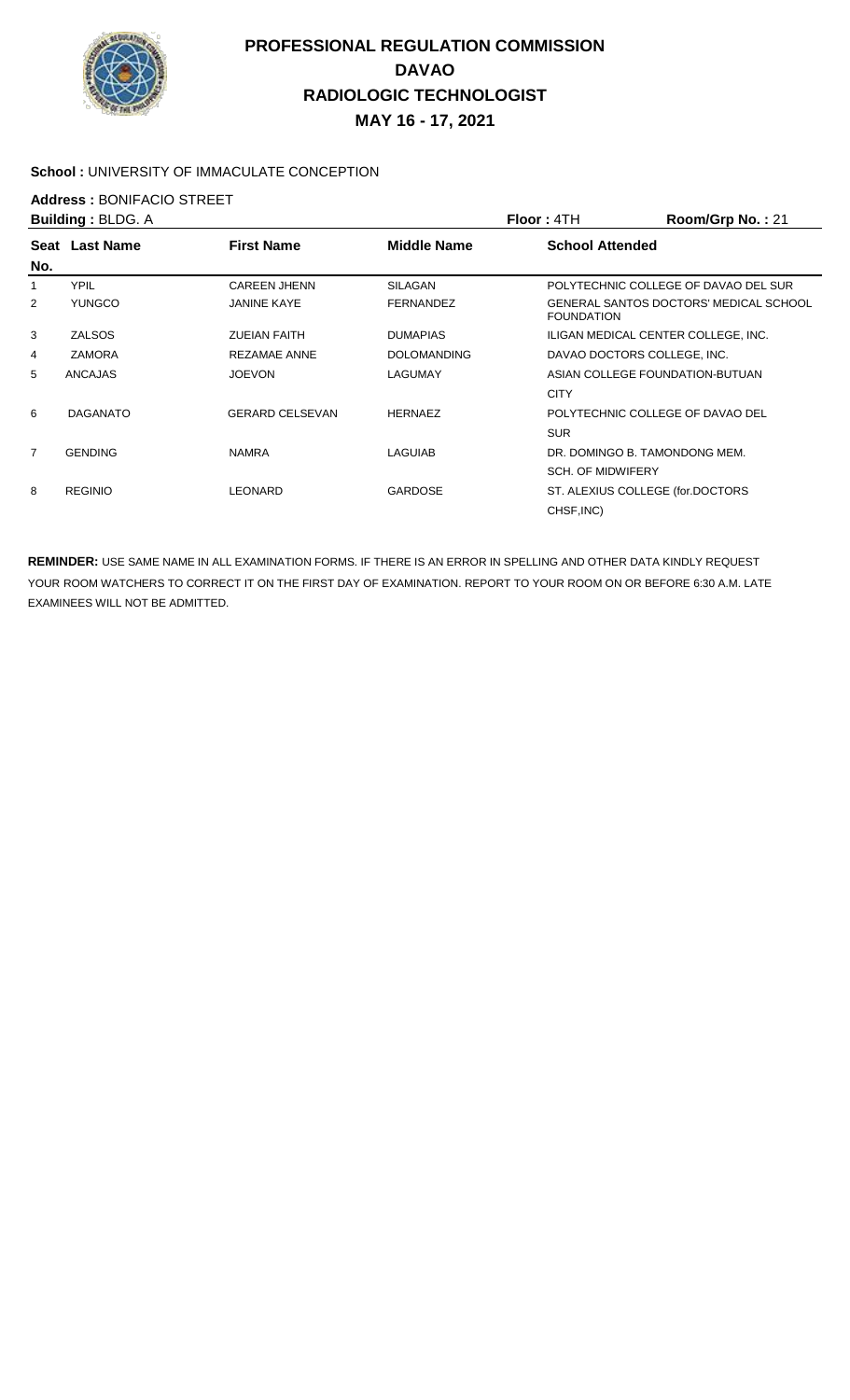# PROFESSIONAL REGULATION COMMISSION
# DAVAO
# RADIOLOGIC TECHNOLOGIST
# MAY 16 - 17, 2021

**School :** UNIVERSITY OF IMMACULATE CONCEPTION

**Address :** BONIFACIO STREET

**Building :** BLDG. A **Floor :** 4TH **Room/Grp No. :** 21

| Seat No. | Last Name | First Name | Middle Name | School Attended |
|---|---|---|---|---|
| 1 | YPIL | CAREEN JHENN | SILAGAN | POLYTECHNIC COLLEGE OF DAVAO DEL SUR |
| 2 | YUNGCO | JANINE KAYE | FERNANDEZ | GENERAL SANTOS DOCTORS' MEDICAL SCHOOL FOUNDATION |
| 3 | ZALSOS | ZUEIAN FAITH | DUMAPIAS | ILIGAN MEDICAL CENTER COLLEGE, INC. |
| 4 | ZAMORA | REZAMAE ANNE | DOLOMANDING | DAVAO DOCTORS COLLEGE, INC. |
| 5 | ANCAJAS | JOEVON | LAGUMAY | ASIAN COLLEGE FOUNDATION-BUTUAN CITY |
| 6 | DAGANATO | GERARD CELSEVAN | HERNAEZ | POLYTECHNIC COLLEGE OF DAVAO DEL SUR |
| 7 | GENDING | NAMRA | LAGUIAB | DR. DOMINGO B. TAMONDONG MEM. SCH. OF MIDWIFERY |
| 8 | REGINIO | LEONARD | GARDOSE | ST. ALEXIUS COLLEGE (for.DOCTORS CHSF,INC) |

**REMINDER:** USE SAME NAME IN ALL EXAMINATION FORMS. IF THERE IS AN ERROR IN SPELLING AND OTHER DATA KINDLY REQUEST YOUR ROOM WATCHERS TO CORRECT IT ON THE FIRST DAY OF EXAMINATION. REPORT TO YOUR ROOM ON OR BEFORE 6:30 A.M. LATE EXAMINEES WILL NOT BE ADMITTED.